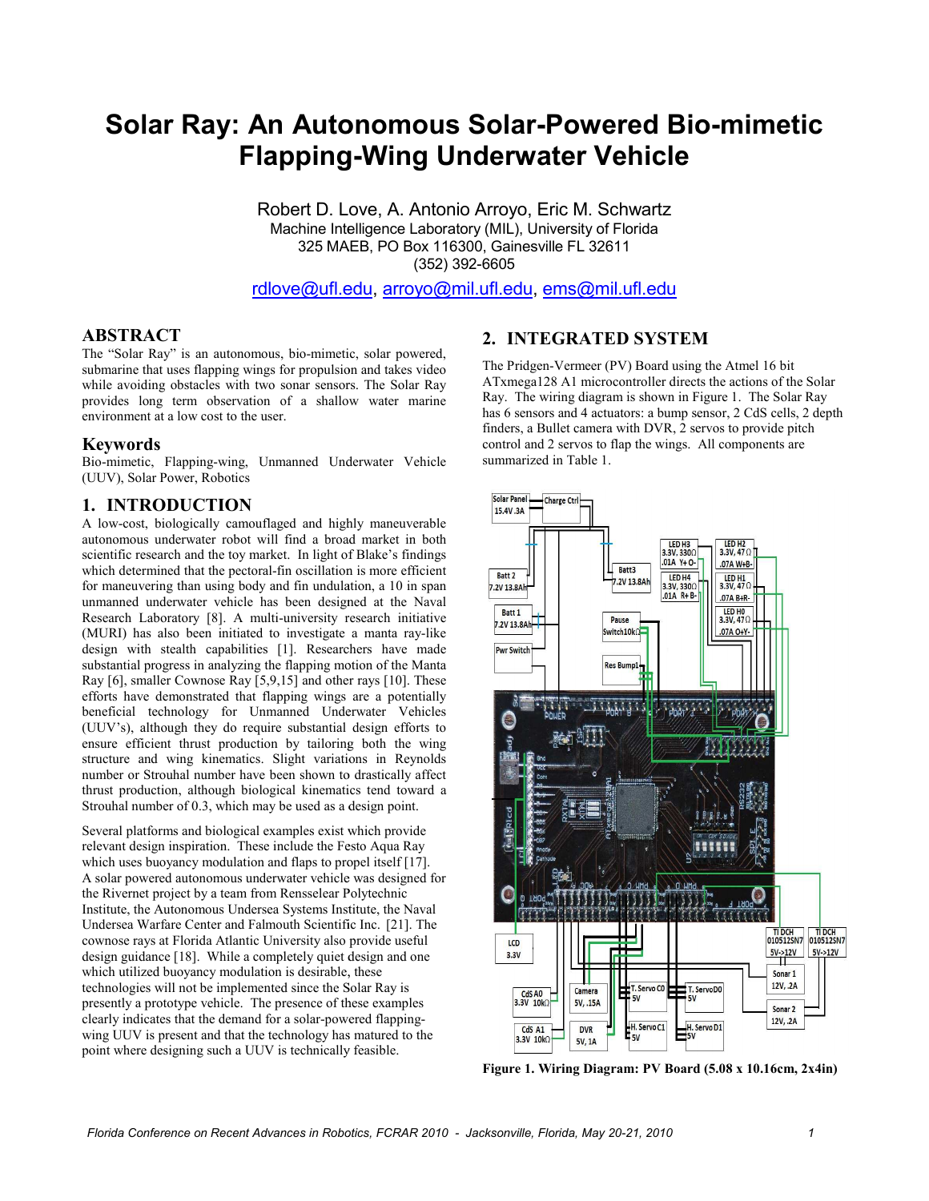# Solar Ray: An Autonomous Solar-Powered Bio-mimetic Flapping-Wing Underwater Vehicle

Robert D. Love, A. Antonio Arroyo, Eric M. Schwartz
Machine Intelligence Laboratory (MIL), University of Florida
325 MAEB, PO Box 116300, Gainesville FL 32611
(352) 392-6605

rdlove@ufl.edu, arroyo@mil.ufl.edu, ems@mil.ufl.edu

## ABSTRACT

The "Solar Ray" is an autonomous, bio-mimetic, solar powered, submarine that uses flapping wings for propulsion and takes video while avoiding obstacles with two sonar sensors. The Solar Ray provides long term observation of a shallow water marine environment at a low cost to the user.

## Keywords

Bio-mimetic, Flapping-wing, Unmanned Underwater Vehicle (UUV), Solar Power, Robotics

## 1. INTRODUCTION

A low-cost, biologically camouflaged and highly maneuverable autonomous underwater robot will find a broad market in both scientific research and the toy market. In light of Blake's findings which determined that the pectoral-fin oscillation is more efficient for maneuvering than using body and fin undulation, a 10 in span unmanned underwater vehicle has been designed at the Naval Research Laboratory [8]. A multi-university research initiative (MURI) has also been initiated to investigate a manta ray-like design with stealth capabilities [1]. Researchers have made substantial progress in analyzing the flapping motion of the Manta Ray [6], smaller Cownose Ray [5,9,15] and other rays [10]. These efforts have demonstrated that flapping wings are a potentially beneficial technology for Unmanned Underwater Vehicles (UUV's), although they do require substantial design efforts to ensure efficient thrust production by tailoring both the wing structure and wing kinematics. Slight variations in Reynolds number or Strouhal number have been shown to drastically affect thrust production, although biological kinematics tend toward a Strouhal number of 0.3, which may be used as a design point.

Several platforms and biological examples exist which provide relevant design inspiration. These include the Festo Aqua Ray which uses buoyancy modulation and flaps to propel itself [17]. A solar powered autonomous underwater vehicle was designed for the Rivernet project by a team from Rensselear Polytechnic Institute, the Autonomous Undersea Systems Institute, the Naval Undersea Warfare Center and Falmouth Scientific Inc. [21]. The cownose rays at Florida Atlantic University also provide useful design guidance [18]. While a completely quiet design and one which utilized buoyancy modulation is desirable, these technologies will not be implemented since the Solar Ray is presently a prototype vehicle. The presence of these examples clearly indicates that the demand for a solar-powered flapping-wing UUV is present and that the technology has matured to the point where designing such a UUV is technically feasible.

## 2. INTEGRATED SYSTEM

The Pridgen-Vermeer (PV) Board using the Atmel 16 bit ATxmega128 A1 microcontroller directs the actions of the Solar Ray. The wiring diagram is shown in Figure 1. The Solar Ray has 6 sensors and 4 actuators: a bump sensor, 2 CdS cells, 2 depth finders, a Bullet camera with DVR, 2 servos to provide pitch control and 2 servos to flap the wings. All components are summarized in Table 1.

**Figure 1. Wiring Diagram: PV Board (5.08 x 10.16cm, 2x4in)**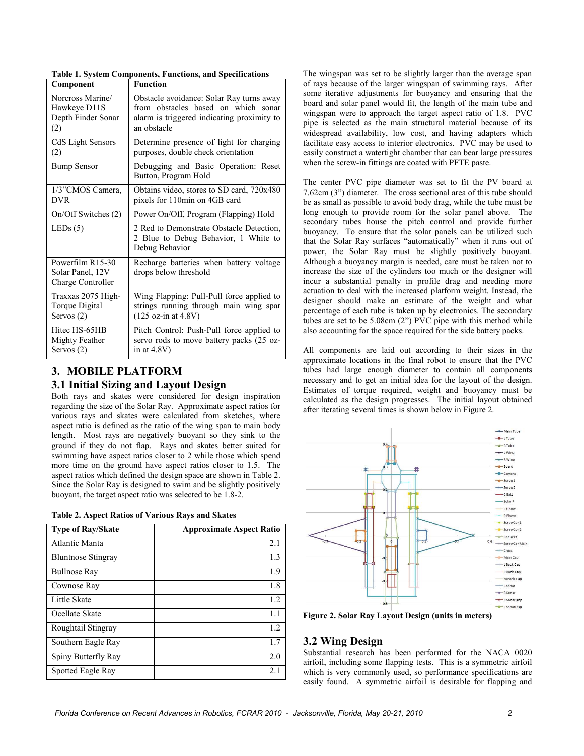**Table 1. System Components, Functions, and Specifications**

| Component | Function |
|---|---|
| Norcross Marine/ Hawkeye D11S Depth Finder Sonar (2) | Obstacle avoidance: Solar Ray turns away from obstacles based on which sonar alarm is triggered indicating proximity to an obstacle |
| CdS Light Sensors (2) | Determine presence of light for charging purposes, double check orientation |
| Bump Sensor | Debugging and Basic Operation: Reset Button, Program Hold |
| 1/3"CMOS Camera, DVR | Obtains video, stores to SD card, 720x480 pixels for 110min on 4GB card |
| On/Off Switches (2) | Power On/Off, Program (Flapping) Hold |
| LEDs (5) | 2 Red to Demonstrate Obstacle Detection, 2 Blue to Debug Behavior, 1 White to Debug Behavior |
| Powerfilm R15-30 Solar Panel, 12V Charge Controller | Recharge batteries when battery voltage drops below threshold |
| Traxxas 2075 High-Torque Digital Servos (2) | Wing Flapping: Pull-Pull force applied to strings running through main wing spar (125 oz-in at 4.8V) |
| Hitec HS-65HB Mighty Feather Servos (2) | Pitch Control: Push-Pull force applied to servo rods to move battery packs (25 oz-in at 4.8V) |

## 3. MOBILE PLATFORM

### 3.1 Initial Sizing and Layout Design

Both rays and skates were considered for design inspiration regarding the size of the Solar Ray. Approximate aspect ratios for various rays and skates were calculated from sketches, where aspect ratio is defined as the ratio of the wing span to main body length. Most rays are negatively buoyant so they sink to the ground if they do not flap. Rays and skates better suited for swimming have aspect ratios closer to 2 while those which spend more time on the ground have aspect ratios closer to 1.5. The aspect ratios which defined the design space are shown in Table 2. Since the Solar Ray is designed to swim and be slightly positively buoyant, the target aspect ratio was selected to be 1.8-2.

**Table 2. Aspect Ratios of Various Rays and Skates**

| Type of Ray/Skate | Approximate Aspect Ratio |
|---|---:|
| Atlantic Manta | 2.1 |
| Bluntnose Stingray | 1.3 |
| Bullnose Ray | 1.9 |
| Cownose Ray | 1.8 |
| Little Skate | 1.2 |
| Ocellate Skate | 1.1 |
| Roughtail Stingray | 1.2 |
| Southern Eagle Ray | 1.7 |
| Spiny Butterfly Ray | 2.0 |
| Spotted Eagle Ray | 2.1 |

The wingspan was set to be slightly larger than the average span of rays because of the larger wingspan of swimming rays. After some iterative adjustments for buoyancy and ensuring that the board and solar panel would fit, the length of the main tube and wingspan were to approach the target aspect ratio of 1.8. PVC pipe is selected as the main structural material because of its widespread availability, low cost, and having adapters which facilitate easy access to interior electronics. PVC may be used to easily construct a watertight chamber that can bear large pressures when the screw-in fittings are coated with PFTE paste.

The center PVC pipe diameter was set to fit the PV board at 7.62cm (3") diameter. The cross sectional area of this tube should be as small as possible to avoid body drag, while the tube must be long enough to provide room for the solar panel above. The secondary tubes house the pitch control and provide further buoyancy. To ensure that the solar panels can be utilized such that the Solar Ray surfaces "automatically" when it runs out of power, the Solar Ray must be slightly positively buoyant. Although a buoyancy margin is needed, care must be taken not to increase the size of the cylinders too much or the designer will incur a substantial penalty in profile drag and needing more actuation to deal with the increased platform weight. Instead, the designer should make an estimate of the weight and what percentage of each tube is taken up by electronics. The secondary tubes are set to be 5.08cm (2") PVC pipe with this method while also accounting for the space required for the side battery packs.

All components are laid out according to their sizes in the approximate locations in the final robot to ensure that the PVC tubes had large enough diameter to contain all components necessary and to get an initial idea for the layout of the design. Estimates of torque required, weight and buoyancy must be calculated as the design progresses. The initial layout obtained after iterating several times is shown below in Figure 2.

**Figure 2. Solar Ray Layout Design (units in meters)**

### 3.2 Wing Design

Substantial research has been performed for the NACA 0020 airfoil, including some flapping tests. This is a symmetric airfoil which is very commonly used, so performance specifications are easily found. A symmetric airfoil is desirable for flapping and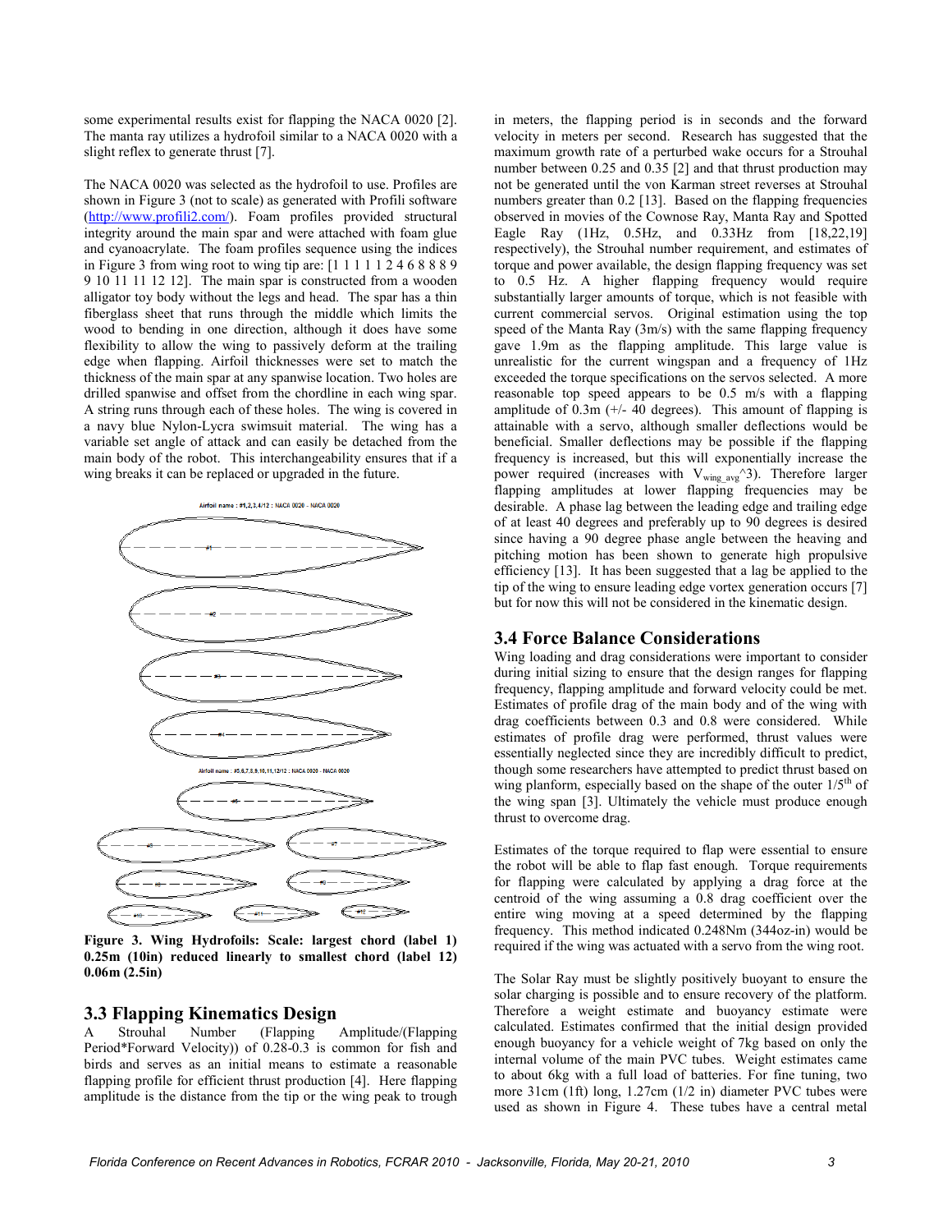some experimental results exist for flapping the NACA 0020 [2]. The manta ray utilizes a hydrofoil similar to a NACA 0020 with a slight reflex to generate thrust [7].

The NACA 0020 was selected as the hydrofoil to use. Profiles are shown in Figure 3 (not to scale) as generated with Profili software (http://www.profili2.com/). Foam profiles provided structural integrity around the main spar and were attached with foam glue and cyanoacrylate. The foam profiles sequence using the indices in Figure 3 from wing root to wing tip are: [1 1 1 1 1 2 4 6 8 8 8 9 9 10 11 11 12 12]. The main spar is constructed from a wooden alligator toy body without the legs and head. The spar has a thin fiberglass sheet that runs through the middle which limits the wood to bending in one direction, although it does have some flexibility to allow the wing to passively deform at the trailing edge when flapping. Airfoil thicknesses were set to match the thickness of the main spar at any spanwise location. Two holes are drilled spanwise and offset from the chordline in each wing spar. A string runs through each of these holes. The wing is covered in a navy blue Nylon-Lycra swimsuit material. The wing has a variable set angle of attack and can easily be detached from the main body of the robot. This interchangeability ensures that if a wing breaks it can be replaced or upgraded in the future.

Airfoil name : #1,2,3,4/12 : NACA 0020 - NACA 0020

Airfoil name : #5,6,7,8,9,10,11,12/12 : NACA 0020 - NACA 0020

**Figure 3. Wing Hydrofoils: Scale: largest chord (label 1) 0.25m (10in) reduced linearly to smallest chord (label 12) 0.06m (2.5in)**

## 3.3 Flapping Kinematics Design

A Strouhal Number (Flapping Amplitude/(Flapping Period*Forward Velocity)) of 0.28-0.3 is common for fish and birds and serves as an initial means to estimate a reasonable flapping profile for efficient thrust production [4]. Here flapping amplitude is the distance from the tip or the wing peak to trough in meters, the flapping period is in seconds and the forward velocity in meters per second. Research has suggested that the maximum growth rate of a perturbed wake occurs for a Strouhal number between 0.25 and 0.35 [2] and that thrust production may not be generated until the von Karman street reverses at Strouhal numbers greater than 0.2 [13]. Based on the flapping frequencies observed in movies of the Cownose Ray, Manta Ray and Spotted Eagle Ray (1Hz, 0.5Hz, and 0.33Hz from [18,22,19] respectively), the Strouhal number requirement, and estimates of torque and power available, the design flapping frequency was set to 0.5 Hz. A higher flapping frequency would require substantially larger amounts of torque, which is not feasible with current commercial servos. Original estimation using the top speed of the Manta Ray (3m/s) with the same flapping frequency gave 1.9m as the flapping amplitude. This large value is unrealistic for the current wingspan and a frequency of 1Hz exceeded the torque specifications on the servos selected. A more reasonable top speed appears to be 0.5 m/s with a flapping amplitude of 0.3m (+/- 40 degrees). This amount of flapping is attainable with a servo, although smaller deflections would be beneficial. Smaller deflections may be possible if the flapping frequency is increased, but this will exponentially increase the power required (increases with $V_{wing\_avg}$^3). Therefore larger flapping amplitudes at lower flapping frequencies may be desirable. A phase lag between the leading edge and trailing edge of at least 40 degrees and preferably up to 90 degrees is desired since having a 90 degree phase angle between the heaving and pitching motion has been shown to generate high propulsive efficiency [13]. It has been suggested that a lag be applied to the tip of the wing to ensure leading edge vortex generation occurs [7] but for now this will not be considered in the kinematic design.

## 3.4 Force Balance Considerations

Wing loading and drag considerations were important to consider during initial sizing to ensure that the design ranges for flapping frequency, flapping amplitude and forward velocity could be met. Estimates of profile drag of the main body and of the wing with drag coefficients between 0.3 and 0.8 were considered. While estimates of profile drag were performed, thrust values were essentially neglected since they are incredibly difficult to predict, though some researchers have attempted to predict thrust based on wing planform, especially based on the shape of the outer 1/5th of the wing span [3]. Ultimately the vehicle must produce enough thrust to overcome drag.

Estimates of the torque required to flap were essential to ensure the robot will be able to flap fast enough. Torque requirements for flapping were calculated by applying a drag force at the centroid of the wing assuming a 0.8 drag coefficient over the entire wing moving at a speed determined by the flapping frequency. This method indicated 0.248Nm (344oz-in) would be required if the wing was actuated with a servo from the wing root.

The Solar Ray must be slightly positively buoyant to ensure the solar charging is possible and to ensure recovery of the platform. Therefore a weight estimate and buoyancy estimate were calculated. Estimates confirmed that the initial design provided enough buoyancy for a vehicle weight of 7kg based on only the internal volume of the main PVC tubes. Weight estimates came to about 6kg with a full load of batteries. For fine tuning, two more 31cm (1ft) long, 1.27cm (1/2 in) diameter PVC tubes were used as shown in Figure 4. These tubes have a central metal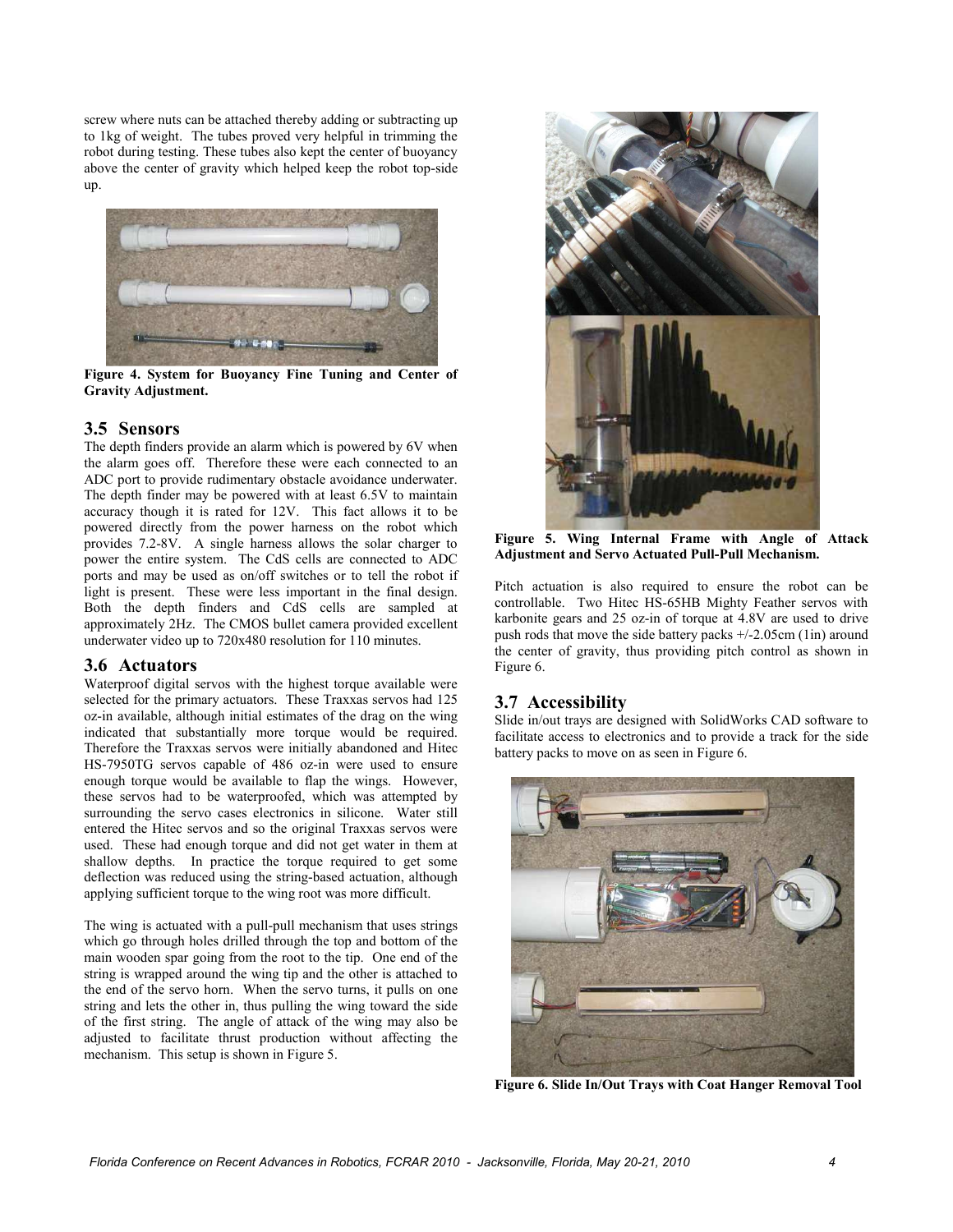screw where nuts can be attached thereby adding or subtracting up to 1kg of weight. The tubes proved very helpful in trimming the robot during testing. These tubes also kept the center of buoyancy above the center of gravity which helped keep the robot top-side up.

**Figure 4. System for Buoyancy Fine Tuning and Center of Gravity Adjustment.**

## 3.5 Sensors

The depth finders provide an alarm which is powered by 6V when the alarm goes off. Therefore these were each connected to an ADC port to provide rudimentary obstacle avoidance underwater. The depth finder may be powered with at least 6.5V to maintain accuracy though it is rated for 12V. This fact allows it to be powered directly from the power harness on the robot which provides 7.2-8V. A single harness allows the solar charger to power the entire system. The CdS cells are connected to ADC ports and may be used as on/off switches or to tell the robot if light is present. These were less important in the final design. Both the depth finders and CdS cells are sampled at approximately 2Hz. The CMOS bullet camera provided excellent underwater video up to 720x480 resolution for 110 minutes.

## 3.6 Actuators

Waterproof digital servos with the highest torque available were selected for the primary actuators. These Traxxas servos had 125 oz-in available, although initial estimates of the drag on the wing indicated that substantially more torque would be required. Therefore the Traxxas servos were initially abandoned and Hitec HS-7950TG servos capable of 486 oz-in were used to ensure enough torque would be available to flap the wings. However, these servos had to be waterproofed, which was attempted by surrounding the servo cases electronics in silicone. Water still entered the Hitec servos and so the original Traxxas servos were used. These had enough torque and did not get water in them at shallow depths. In practice the torque required to get some deflection was reduced using the string-based actuation, although applying sufficient torque to the wing root was more difficult.

The wing is actuated with a pull-pull mechanism that uses strings which go through holes drilled through the top and bottom of the main wooden spar going from the root to the tip. One end of the string is wrapped around the wing tip and the other is attached to the end of the servo horn. When the servo turns, it pulls on one string and lets the other in, thus pulling the wing toward the side of the first string. The angle of attack of the wing may also be adjusted to facilitate thrust production without affecting the mechanism. This setup is shown in Figure 5.

**Figure 5. Wing Internal Frame with Angle of Attack Adjustment and Servo Actuated Pull-Pull Mechanism.**

Pitch actuation is also required to ensure the robot can be controllable. Two Hitec HS-65HB Mighty Feather servos with karbonite gears and 25 oz-in of torque at 4.8V are used to drive push rods that move the side battery packs +/-2.05cm (1in) around the center of gravity, thus providing pitch control as shown in Figure 6.

## 3.7 Accessibility

Slide in/out trays are designed with SolidWorks CAD software to facilitate access to electronics and to provide a track for the side battery packs to move on as seen in Figure 6.

**Figure 6. Slide In/Out Trays with Coat Hanger Removal Tool**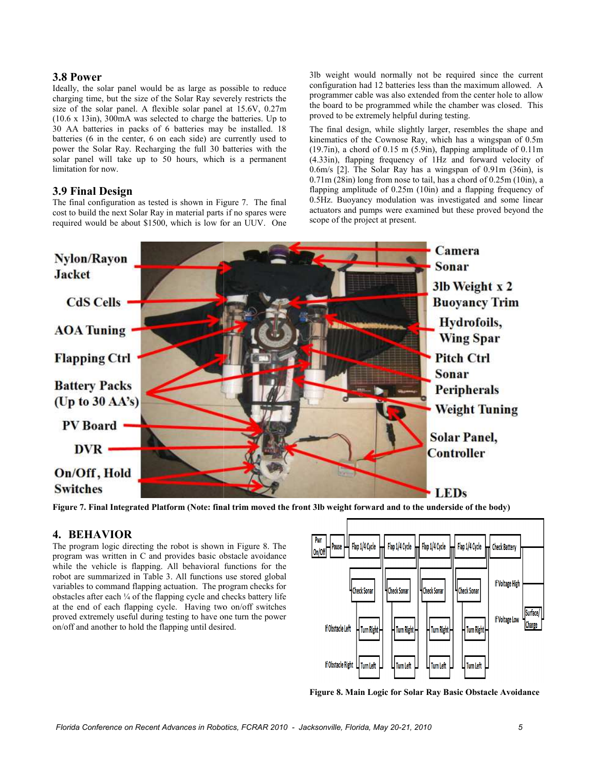### 3.8 Power

Ideally, the solar panel would be as large as possible to reduce charging time, but the size of the Solar Ray severely restricts the size of the solar panel. A flexible solar panel at 15.6V, 0.27m (10.6 x 13in), 300mA was selected to charge the batteries. Up to 30 AA batteries in packs of 6 batteries may be installed. 18 batteries (6 in the center, 6 on each side) are currently used to power the Solar Ray. Recharging the full 30 batteries with the solar panel will take up to 50 hours, which is a permanent limitation for now.

### 3.9 Final Design

The final configuration as tested is shown in Figure 7. The final cost to build the next Solar Ray in material parts if no spares were required would be about $1500, which is low for an UUV. One 3lb weight would normally not be required since the current configuration had 12 batteries less than the maximum allowed. A programmer cable was also extended from the center hole to allow the board to be programmed while the chamber was closed. This proved to be extremely helpful during testing.

The final design, while slightly larger, resembles the shape and kinematics of the Cownose Ray, which has a wingspan of 0.5m (19.7in), a chord of 0.15 m (5.9in), flapping amplitude of 0.11m (4.33in), flapping frequency of 1Hz and forward velocity of 0.6m/s [2]. The Solar Ray has a wingspan of 0.91m (36in), is 0.71m (28in) long from nose to tail, has a chord of 0.25m (10in), a flapping amplitude of 0.25m (10in) and a flapping frequency of 0.5Hz. Buoyancy modulation was investigated and some linear actuators and pumps were examined but these proved beyond the scope of the project at present.

**Figure 7. Final Integrated Platform (Note: final trim moved the front 3lb weight forward and to the underside of the body)**

## 4. BEHAVIOR

The program logic directing the robot is shown in Figure 8. The program was written in C and provides basic obstacle avoidance while the vehicle is flapping. All behavioral functions for the robot are summarized in Table 3. All functions use stored global variables to command flapping actuation. The program checks for obstacles after each ¼ of the flapping cycle and checks battery life at the end of each flapping cycle. Having two on/off switches proved extremely useful during testing to have one turn the power on/off and another to hold the flapping until desired.

**Figure 8. Main Logic for Solar Ray Basic Obstacle Avoidance**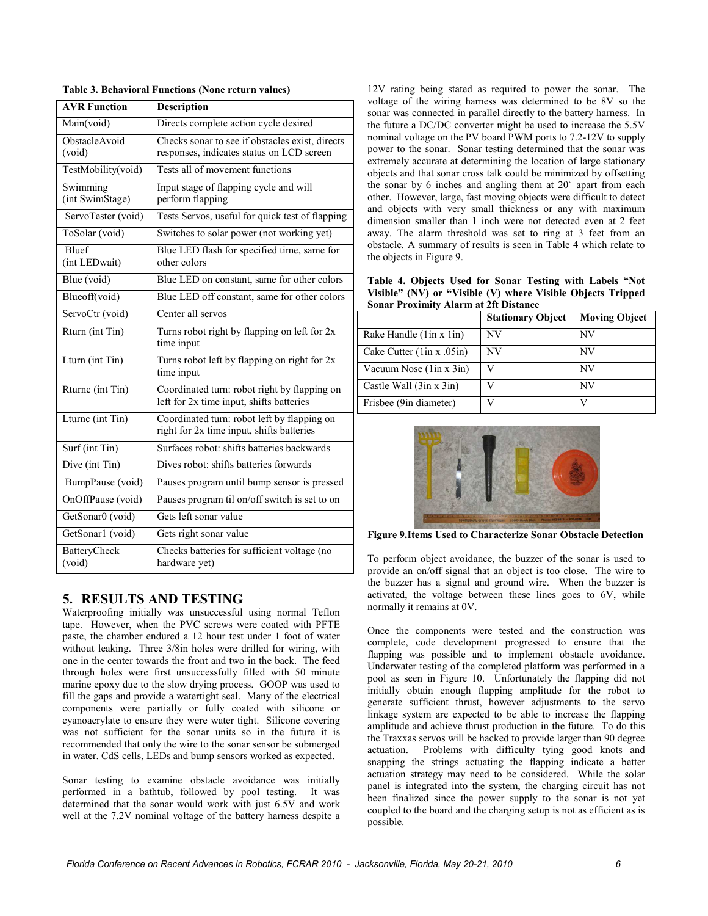**Table 3. Behavioral Functions (None return values)**

| AVR Function | Description |
|---|---|
| Main(void) | Directs complete action cycle desired |
| ObstacleAvoid (void) | Checks sonar to see if obstacles exist, directs responses, indicates status on LCD screen |
| TestMobility(void) | Tests all of movement functions |
| Swimming (int SwimStage) | Input stage of flapping cycle and will perform flapping |
| ServoTester (void) | Tests Servos, useful for quick test of flapping |
| ToSolar (void) | Switches to solar power (not working yet) |
| Bluef (int LEDwait) | Blue LED flash for specified time, same for other colors |
| Blue (void) | Blue LED on constant, same for other colors |
| Blueoff(void) | Blue LED off constant, same for other colors |
| ServoCtr (void) | Center all servos |
| Rturn (int Tin) | Turns robot right by flapping on left for 2x time input |
| Lturn (int Tin) | Turns robot left by flapping on right for 2x time input |
| Rturnc (int Tin) | Coordinated turn: robot right by flapping on left for 2x time input, shifts batteries |
| Lturnc (int Tin) | Coordinated turn: robot left by flapping on right for 2x time input, shifts batteries |
| Surf (int Tin) | Surfaces robot: shifts batteries backwards |
| Dive (int Tin) | Dives robot: shifts batteries forwards |
| BumpPause (void) | Pauses program until bump sensor is pressed |
| OnOffPause (void) | Pauses program til on/off switch is set to on |
| GetSonar0 (void) | Gets left sonar value |
| GetSonar1 (void) | Gets right sonar value |
| BatteryCheck (void) | Checks batteries for sufficient voltage (no hardware yet) |

## 5. RESULTS AND TESTING

Waterproofing initially was unsuccessful using normal Teflon tape. However, when the PVC screws were coated with PFTE paste, the chamber endured a 12 hour test under 1 foot of water without leaking. Three 3/8in holes were drilled for wiring, with one in the center towards the front and two in the back. The feed through holes were first unsuccessfully filled with 50 minute marine epoxy due to the slow drying process. GOOP was used to fill the gaps and provide a watertight seal. Many of the electrical components were partially or fully coated with silicone or cyanoacrylate to ensure they were water tight. Silicone covering was not sufficient for the sonar units so in the future it is recommended that only the wire to the sonar sensor be submerged in water. CdS cells, LEDs and bump sensors worked as expected.

Sonar testing to examine obstacle avoidance was initially performed in a bathtub, followed by pool testing. It was determined that the sonar would work with just 6.5V and work well at the 7.2V nominal voltage of the battery harness despite a 12V rating being stated as required to power the sonar. The voltage of the wiring harness was determined to be 8V so the sonar was connected in parallel directly to the battery harness. In the future a DC/DC converter might be used to increase the 5.5V nominal voltage on the PV board PWM ports to 7.2-12V to supply power to the sonar. Sonar testing determined that the sonar was extremely accurate at determining the location of large stationary objects and that sonar cross talk could be minimized by offsetting the sonar by 6 inches and angling them at 20˚ apart from each other. However, large, fast moving objects were difficult to detect and objects with very small thickness or any with maximum dimension smaller than 1 inch were not detected even at 2 feet away. The alarm threshold was set to ring at 3 feet from an obstacle. A summary of results is seen in Table 4 which relate to the objects in Figure 9.

**Table 4. Objects Used for Sonar Testing with Labels "Not Visible" (NV) or "Visible (V) where Visible Objects Tripped Sonar Proximity Alarm at 2ft Distance**

| | Stationary Object | Moving Object |
|---|---|---|
| Rake Handle (1in x 1in) | NV | NV |
| Cake Cutter (1in x .05in) | NV | NV |
| Vacuum Nose (1in x 3in) | V | NV |
| Castle Wall (3in x 3in) | V | NV |
| Frisbee (9in diameter) | V | V |

**Figure 9.Items Used to Characterize Sonar Obstacle Detection**

To perform object avoidance, the buzzer of the sonar is used to provide an on/off signal that an object is too close. The wire to the buzzer has a signal and ground wire. When the buzzer is activated, the voltage between these lines goes to 6V, while normally it remains at 0V.

Once the components were tested and the construction was complete, code development progressed to ensure that the flapping was possible and to implement obstacle avoidance. Underwater testing of the completed platform was performed in a pool as seen in Figure 10. Unfortunately the flapping did not initially obtain enough flapping amplitude for the robot to generate sufficient thrust, however adjustments to the servo linkage system are expected to be able to increase the flapping amplitude and achieve thrust production in the future. To do this the Traxxas servos will be hacked to provide larger than 90 degree actuation. Problems with difficulty tying good knots and snapping the strings actuating the flapping indicate a better actuation strategy may need to be considered. While the solar panel is integrated into the system, the charging circuit has not been finalized since the power supply to the sonar is not yet coupled to the board and the charging setup is not as efficient as is possible.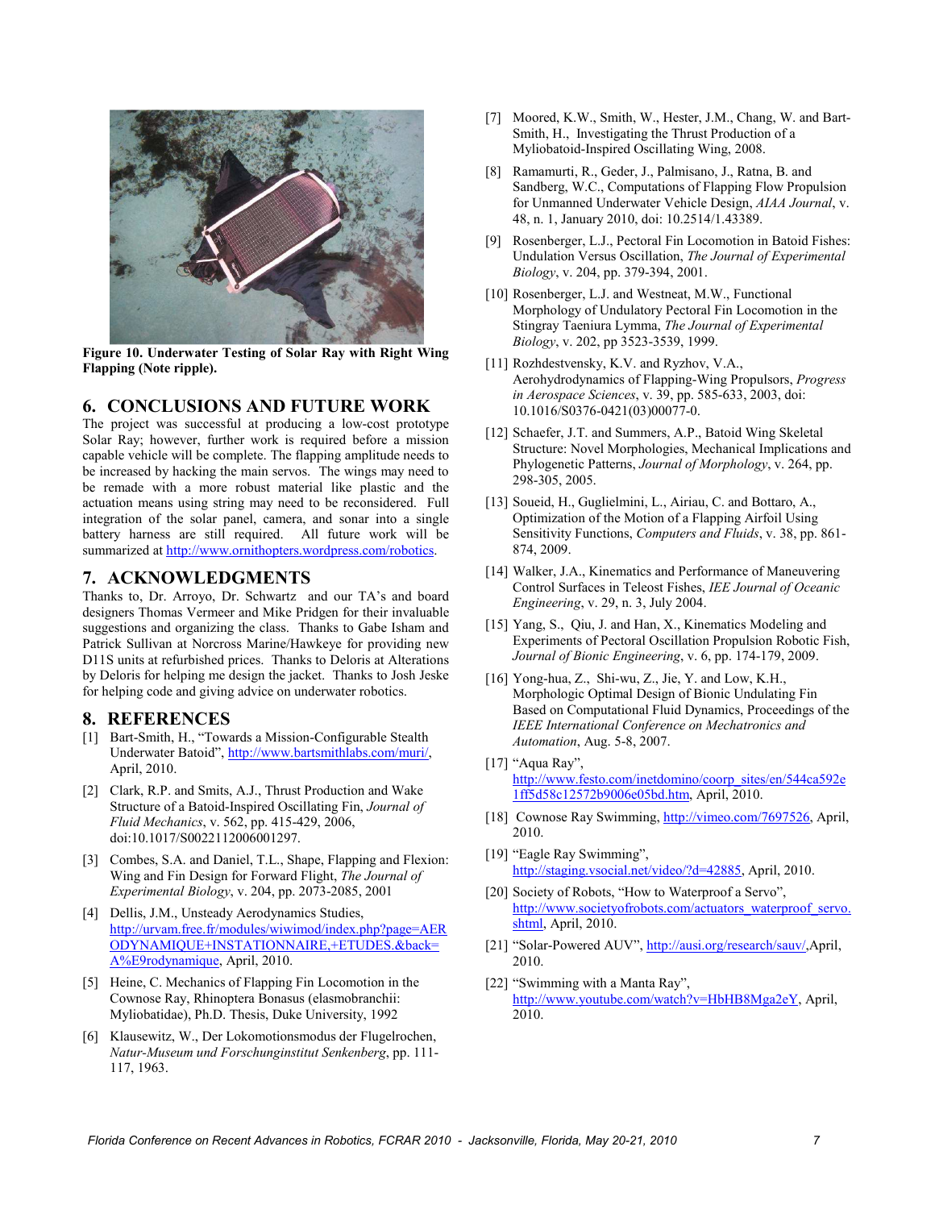Figure 10. Underwater Testing of Solar Ray with Right Wing Flapping (Note ripple).

## 6. CONCLUSIONS AND FUTURE WORK

The project was successful at producing a low-cost prototype Solar Ray; however, further work is required before a mission capable vehicle will be complete. The flapping amplitude needs to be increased by hacking the main servos. The wings may need to be remade with a more robust material like plastic and the actuation means using string may need to be reconsidered. Full integration of the solar panel, camera, and sonar into a single battery harness are still required. All future work will be summarized at http://www.ornithopters.wordpress.com/robotics.

## 7. ACKNOWLEDGMENTS

Thanks to, Dr. Arroyo, Dr. Schwartz and our TA's and board designers Thomas Vermeer and Mike Pridgen for their invaluable suggestions and organizing the class. Thanks to Gabe Isham and Patrick Sullivan at Norcross Marine/Hawkeye for providing new D11S units at refurbished prices. Thanks to Deloris at Alterations by Deloris for helping me design the jacket. Thanks to Josh Jeske for helping code and giving advice on underwater robotics.

## 8. REFERENCES

[1] Bart-Smith, H., "Towards a Mission-Configurable Stealth Underwater Batoid", http://www.bartsmithlabs.com/muri/, April, 2010.

[2] Clark, R.P. and Smits, A.J., Thrust Production and Wake Structure of a Batoid-Inspired Oscillating Fin, *Journal of Fluid Mechanics*, v. 562, pp. 415-429, 2006, doi:10.1017/S0022112006001297.

[3] Combes, S.A. and Daniel, T.L., Shape, Flapping and Flexion: Wing and Fin Design for Forward Flight, *The Journal of Experimental Biology*, v. 204, pp. 2073-2085, 2001

[4] Dellis, J.M., Unsteady Aerodynamics Studies, http://urvam.free.fr/modules/wiwimod/index.php?page=AERODYNAMIQUE+INSTATIONNAIRE,+ETUDES.&back=A%E9rodynamique, April, 2010.

[5] Heine, C. Mechanics of Flapping Fin Locomotion in the Cownose Ray, Rhinoptera Bonasus (elasmobranchii: Myliobatidae), Ph.D. Thesis, Duke University, 1992

[6] Klausewitz, W., Der Lokomotionsmodus der Flugelrochen, *Natur-Museum und Forschunginstitut Senkenberg*, pp. 111-117, 1963.

[7] Moored, K.W., Smith, W., Hester, J.M., Chang, W. and Bart-Smith, H., Investigating the Thrust Production of a Myliobatoid-Inspired Oscillating Wing, 2008.

[8] Ramamurti, R., Geder, J., Palmisano, J., Ratna, B. and Sandberg, W.C., Computations of Flapping Flow Propulsion for Unmanned Underwater Vehicle Design, *AIAA Journal*, v. 48, n. 1, January 2010, doi: 10.2514/1.43389.

[9] Rosenberger, L.J., Pectoral Fin Locomotion in Batoid Fishes: Undulation Versus Oscillation, *The Journal of Experimental Biology*, v. 204, pp. 379-394, 2001.

[10] Rosenberger, L.J. and Westneat, M.W., Functional Morphology of Undulatory Pectoral Fin Locomotion in the Stingray Taeniura Lymma, *The Journal of Experimental Biology*, v. 202, pp 3523-3539, 1999.

[11] Rozhdestvensky, K.V. and Ryzhov, V.A., Aerohydrodynamics of Flapping-Wing Propulsors, *Progress in Aerospace Sciences*, v. 39, pp. 585-633, 2003, doi: 10.1016/S0376-0421(03)00077-0.

[12] Schaefer, J.T. and Summers, A.P., Batoid Wing Skeletal Structure: Novel Morphologies, Mechanical Implications and Phylogenetic Patterns, *Journal of Morphology*, v. 264, pp. 298-305, 2005.

[13] Soueid, H., Guglielmini, L., Airiau, C. and Bottaro, A., Optimization of the Motion of a Flapping Airfoil Using Sensitivity Functions, *Computers and Fluids*, v. 38, pp. 861-874, 2009.

[14] Walker, J.A., Kinematics and Performance of Maneuvering Control Surfaces in Teleost Fishes, *IEE Journal of Oceanic Engineering*, v. 29, n. 3, July 2004.

[15] Yang, S., Qiu, J. and Han, X., Kinematics Modeling and Experiments of Pectoral Oscillation Propulsion Robotic Fish, *Journal of Bionic Engineering*, v. 6, pp. 174-179, 2009.

[16] Yong-hua, Z., Shi-wu, Z., Jie, Y. and Low, K.H., Morphologic Optimal Design of Bionic Undulating Fin Based on Computational Fluid Dynamics, Proceedings of the *IEEE International Conference on Mechatronics and Automation*, Aug. 5-8, 2007.

[17] "Aqua Ray", http://www.festo.com/inetdomino/coorp_sites/en/544ca592e1ff5d58c12572b9006e05bd.htm, April, 2010.

[18] Cownose Ray Swimming, http://vimeo.com/7697526, April, 2010.

[19] "Eagle Ray Swimming", http://staging.vsocial.net/video/?d=42885, April, 2010.

[20] Society of Robots, "How to Waterproof a Servo", http://www.societyofrobots.com/actuators_waterproof_servo.shtml, April, 2010.

[21] "Solar-Powered AUV", http://ausi.org/research/sauv/,April, 2010.

[22] "Swimming with a Manta Ray", http://www.youtube.com/watch?v=HbHB8Mga2eY, April, 2010.